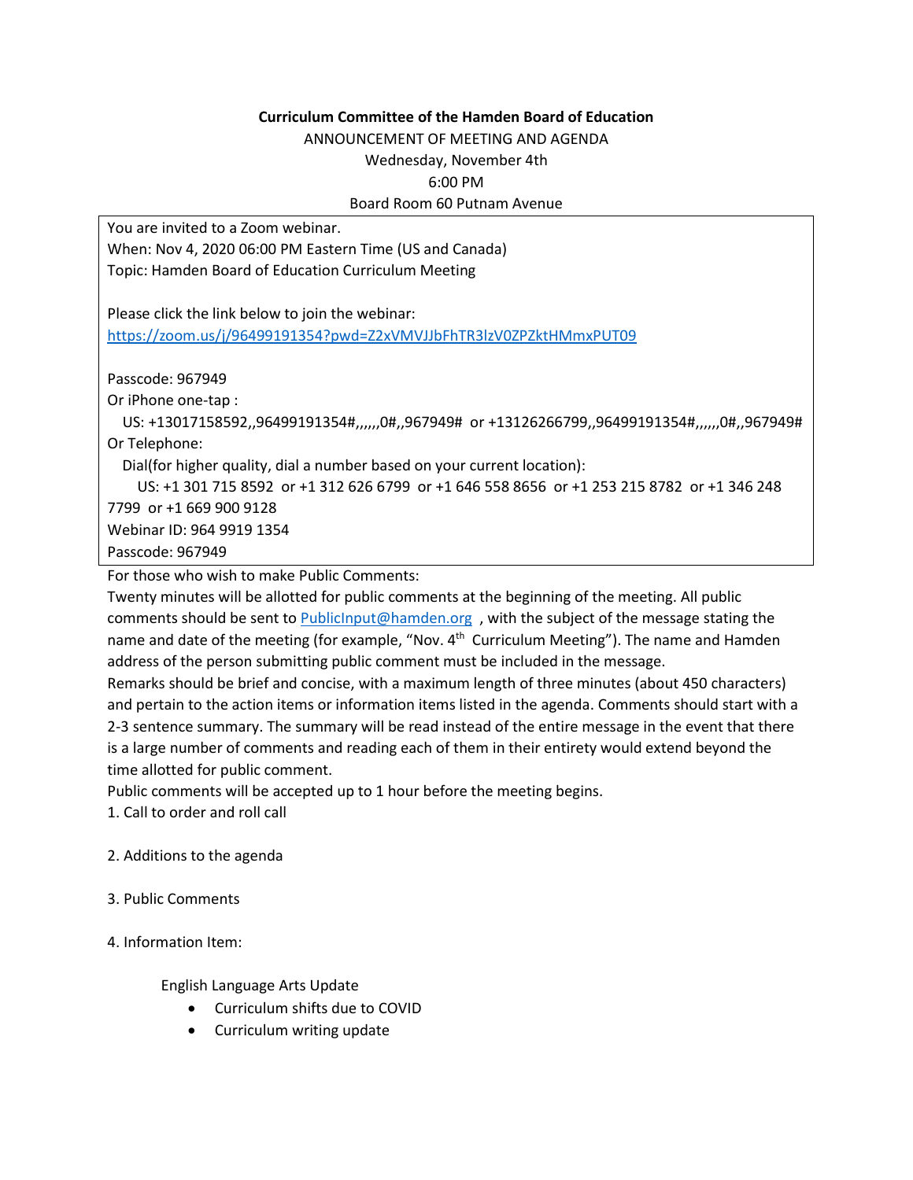**Curriculum Committee of the Hamden Board of Education**

ANNOUNCEMENT OF MEETING AND AGENDA

Wednesday, November 4th

6:00 PM

Board Room 60 Putnam Avenue

You are invited to a Zoom webinar.
When: Nov 4, 2020 06:00 PM Eastern Time (US and Canada)
Topic: Hamden Board of Education Curriculum Meeting

Please click the link below to join the webinar:
https://zoom.us/j/96499191354?pwd=Z2xVMVJJbFhTR3lzV0ZPZktHMmxPUT09

Passcode: 967949
Or iPhone one-tap :
US: +13017158592,,96499191354#,,,,,,0#,,967949# or +13126266799,,96499191354#,,,,,,0#,,967949#
Or Telephone:
Dial(for higher quality, dial a number based on your current location):
US: +1 301 715 8592 or +1 312 626 6799 or +1 646 558 8656 or +1 253 215 8782 or +1 346 248 7799 or +1 669 900 9128
Webinar ID: 964 9919 1354
Passcode: 967949

For those who wish to make Public Comments:
Twenty minutes will be allotted for public comments at the beginning of the meeting. All public comments should be sent to PublicInput@hamden.org , with the subject of the message stating the name and date of the meeting (for example, "Nov. 4th Curriculum Meeting"). The name and Hamden address of the person submitting public comment must be included in the message.
Remarks should be brief and concise, with a maximum length of three minutes (about 450 characters) and pertain to the action items or information items listed in the agenda. Comments should start with a 2-3 sentence summary. The summary will be read instead of the entire message in the event that there is a large number of comments and reading each of them in their entirety would extend beyond the time allotted for public comment.
Public comments will be accepted up to 1 hour before the meeting begins.

1. Call to order and roll call

2. Additions to the agenda

3. Public Comments

4. Information Item:

   English Language Arts Update
   - Curriculum shifts due to COVID
   - Curriculum writing update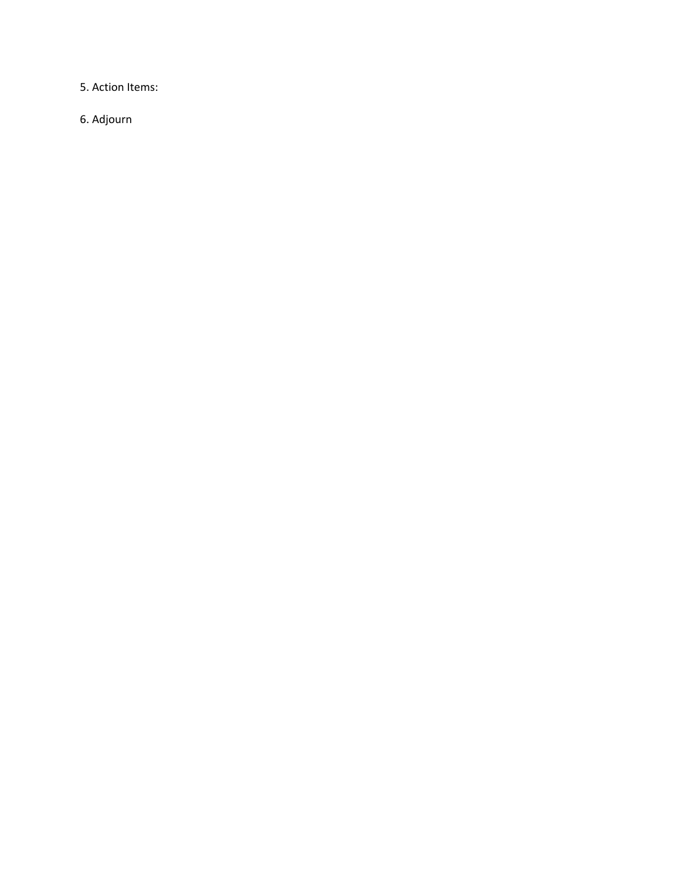5. Action Items:

6. Adjourn